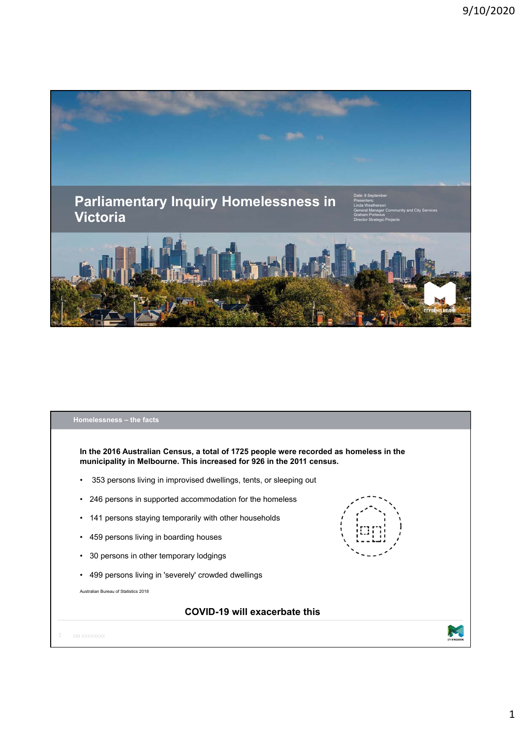# Parliamentary Inquiry Homelessness in Victoria

Date: 9 September
Presenters:
Linda Weatherson
General Manager Community and City Services
Graham Porteous
Director Strategic Projects

## Homelessness – the facts

**In the 2016 Australian Census, a total of 1725 people were recorded as homeless in the municipality in Melbourne. This increased for 926 in the 2011 census.**

- 353 persons living in improvised dwellings, tents, or sleeping out
- 246 persons in supported accommodation for the homeless
- 141 persons staying temporarily with other households
- 459 persons living in boarding houses
- 30 persons in other temporary lodgings
- 499 persons living in 'severely' crowded dwellings

Australian Bureau of Statistics 2018

**COVID-19 will exacerbate this**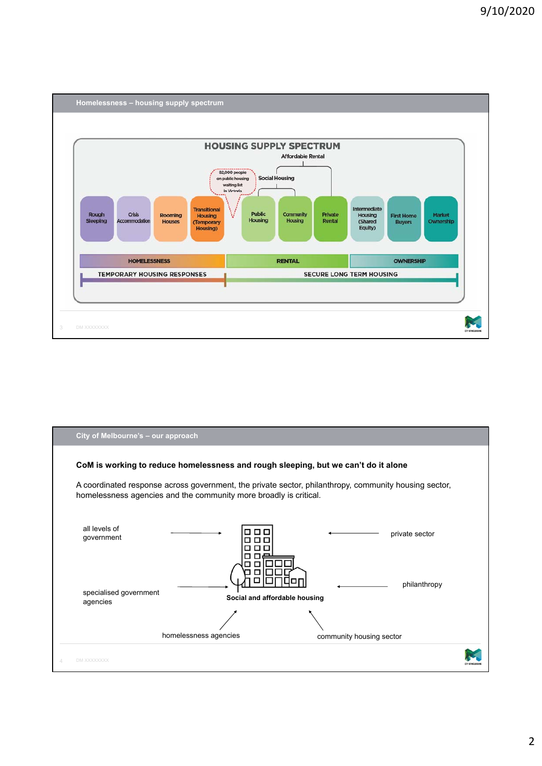## Homelessness – housing supply spectrum

### HOUSING SUPPLY SPECTRUM

Affordable Rental

Social Housing

82,000 people on public housing waiting list in Victoria

| Rough Sleeping | Crisis Accommodation | Rooming Houses | Transitional Housing (Temporary Housing) | Public Housing | Community Housing | Private Rental | Intermediate Housing (Shared Equity) | First Home Buyers | Market Ownership |
|---|---|---|---|---|---|---|---|---|---|
| HOMELESSNESS | | | | RENTAL | | | OWNERSHIP | | |
| TEMPORARY HOUSING RESPONSES | | | | SECURE LONG TERM HOUSING | | | | | |

## City of Melbourne's – our approach

**CoM is working to reduce homelessness and rough sleeping, but we can't do it alone**

A coordinated response across government, the private sector, philanthropy, community housing sector, homelessness agencies and the community more broadly is critical.

- all levels of government
- private sector
- specialised government agencies
- philanthropy
- homelessness agencies
- community housing sector

→ **Social and affordable housing**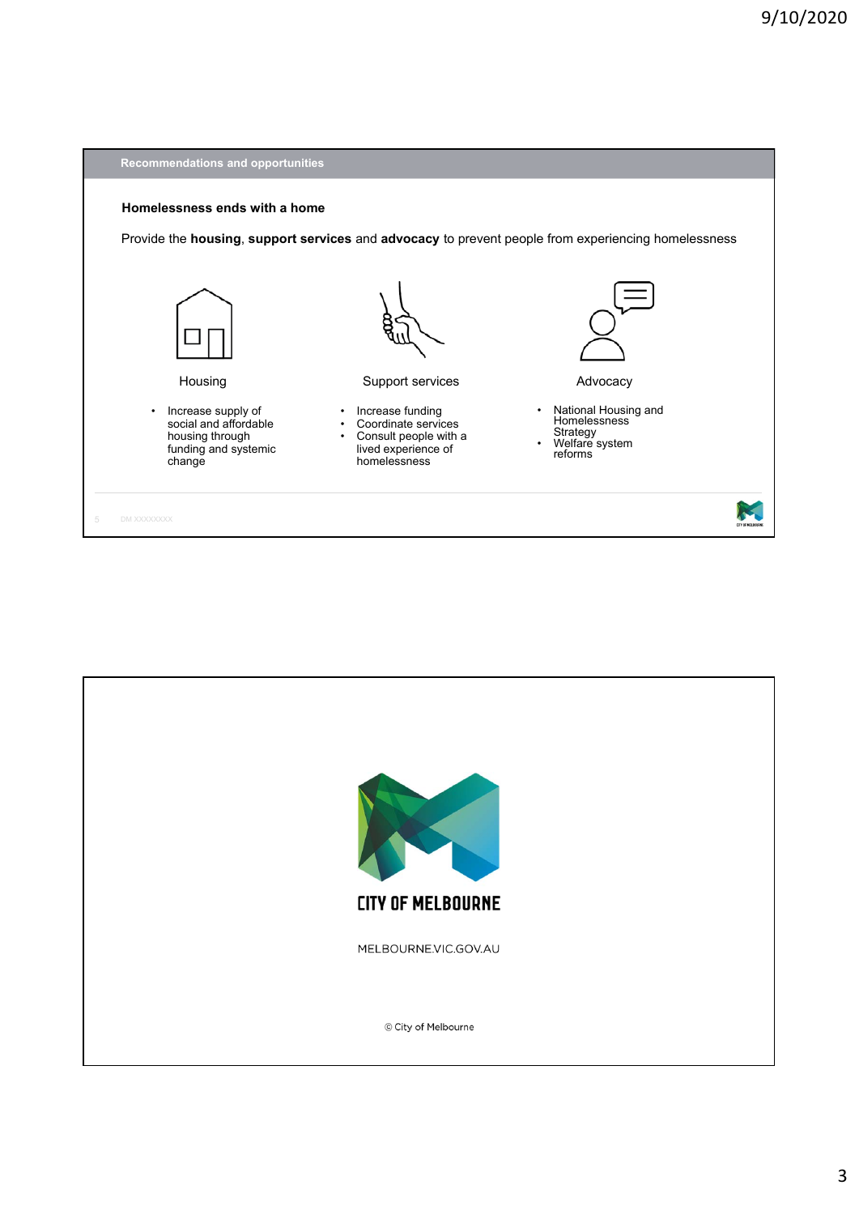## Recommendations and opportunities

**Homelessness ends with a home**

Provide the **housing**, **support services** and **advocacy** to prevent people from experiencing homelessness

### Housing

- Increase supply of social and affordable housing through funding and systemic change

### Support services

- Increase funding
- Coordinate services
- Consult people with a lived experience of homelessness

### Advocacy

- National Housing and Homelessness Strategy
- Welfare system reforms

CITY OF MELBOURNE

MELBOURNE.VIC.GOV.AU

© City of Melbourne